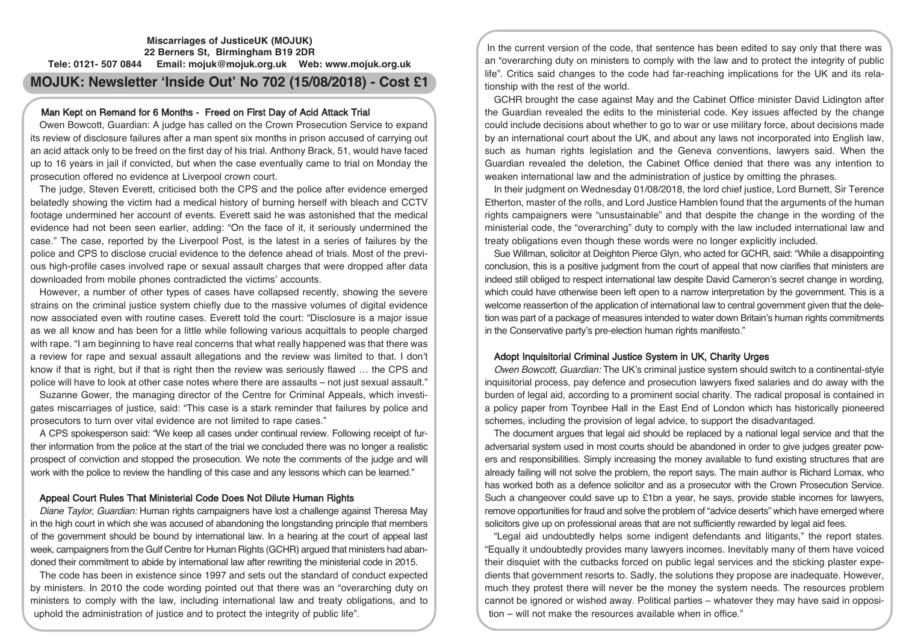**Miscarriages of JusticeUK (MOJUK)**
**22 Berners St, Birmingham B19 2DR**
**Tele: 0121- 507 0844 Email: mojuk@mojuk.org.uk Web: www.mojuk.org.uk**

# MOJUK: Newsletter 'Inside Out' No 702 (15/08/2018) - Cost £1

## Man Kept on Remand for 6 Months - Freed on First Day of Acid Attack Trial

Owen Bowcott, Guardian: A judge has called on the Crown Prosecution Service to expand its review of disclosure failures after a man spent six months in prison accused of carrying out an acid attack only to be freed on the first day of his trial. Anthony Brack, 51, would have faced up to 16 years in jail if convicted, but when the case eventually came to trial on Monday the prosecution offered no evidence at Liverpool crown court.

The judge, Steven Everett, criticised both the CPS and the police after evidence emerged belatedly showing the victim had a medical history of burning herself with bleach and CCTV footage undermined her account of events. Everett said he was astonished that the medical evidence had not been seen earlier, adding: "On the face of it, it seriously undermined the case." The case, reported by the Liverpool Post, is the latest in a series of failures by the police and CPS to disclose crucial evidence to the defence ahead of trials. Most of the previous high-profile cases involved rape or sexual assault charges that were dropped after data downloaded from mobile phones contradicted the victims' accounts.

However, a number of other types of cases have collapsed recently, showing the severe strains on the criminal justice system chiefly due to the massive volumes of digital evidence now associated even with routine cases. Everett told the court: "Disclosure is a major issue as we all know and has been for a little while following various acquittals to people charged with rape. "I am beginning to have real concerns that what really happened was that there was a review for rape and sexual assault allegations and the review was limited to that. I don't know if that is right, but if that is right then the review was seriously flawed … the CPS and police will have to look at other case notes where there are assaults – not just sexual assault."

Suzanne Gower, the managing director of the Centre for Criminal Appeals, which investigates miscarriages of justice, said: "This case is a stark reminder that failures by police and prosecutors to turn over vital evidence are not limited to rape cases."

A CPS spokesperson said: "We keep all cases under continual review. Following receipt of further information from the police at the start of the trial we concluded there was no longer a realistic prospect of conviction and stopped the prosecution. We note the comments of the judge and will work with the police to review the handling of this case and any lessons which can be learned."

## Appeal Court Rules That Ministerial Code Does Not Dilute Human Rights

*Diane Taylor, Guardian:* Human rights campaigners have lost a challenge against Theresa May in the high court in which she was accused of abandoning the longstanding principle that members of the government should be bound by international law. In a hearing at the court of appeal last week, campaigners from the Gulf Centre for Human Rights (GCHR) argued that ministers had abandoned their commitment to abide by international law after rewriting the ministerial code in 2015.

The code has been in existence since 1997 and sets out the standard of conduct expected by ministers. In 2010 the code wording pointed out that there was an "overarching duty on ministers to comply with the law, including international law and treaty obligations, and to uphold the administration of justice and to protect the integrity of public life".

In the current version of the code, that sentence has been edited to say only that there was an "overarching duty on ministers to comply with the law and to protect the integrity of public life". Critics said changes to the code had far-reaching implications for the UK and its relationship with the rest of the world.

GCHR brought the case against May and the Cabinet Office minister David Lidington after the Guardian revealed the edits to the ministerial code. Key issues affected by the change could include decisions about whether to go to war or use military force, about decisions made by an international court about the UK, and about any laws not incorporated into English law, such as human rights legislation and the Geneva conventions, lawyers said. When the Guardian revealed the deletion, the Cabinet Office denied that there was any intention to weaken international law and the administration of justice by omitting the phrases.

In their judgment on Wednesday 01/08/2018, the lord chief justice, Lord Burnett, Sir Terence Etherton, master of the rolls, and Lord Justice Hamblen found that the arguments of the human rights campaigners were "unsustainable" and that despite the change in the wording of the ministerial code, the "overarching" duty to comply with the law included international law and treaty obligations even though these words were no longer explicitly included.

Sue Willman, solicitor at Deighton Pierce Glyn, who acted for GCHR, said: "While a disappointing conclusion, this is a positive judgment from the court of appeal that now clarifies that ministers are indeed still obliged to respect international law despite David Cameron's secret change in wording, which could have otherwise been left open to a narrow interpretation by the government. This is a welcome reassertion of the application of international law to central government given that the deletion was part of a package of measures intended to water down Britain's human rights commitments in the Conservative party's pre-election human rights manifesto."

## Adopt Inquisitorial Criminal Justice System in UK, Charity Urges

*Owen Bowcott, Guardian:* The UK's criminal justice system should switch to a continental-style inquisitorial process, pay defence and prosecution lawyers fixed salaries and do away with the burden of legal aid, according to a prominent social charity. The radical proposal is contained in a policy paper from Toynbee Hall in the East End of London which has historically pioneered schemes, including the provision of legal advice, to support the disadvantaged.

The document argues that legal aid should be replaced by a national legal service and that the adversarial system used in most courts should be abandoned in order to give judges greater powers and responsibilities. Simply increasing the money available to fund existing structures that are already failing will not solve the problem, the report says. The main author is Richard Lomax, who has worked both as a defence solicitor and as a prosecutor with the Crown Prosecution Service. Such a changeover could save up to £1bn a year, he says, provide stable incomes for lawyers, remove opportunities for fraud and solve the problem of "advice deserts" which have emerged where solicitors give up on professional areas that are not sufficiently rewarded by legal aid fees.

"Legal aid undoubtedly helps some indigent defendants and litigants," the report states. "Equally it undoubtedly provides many lawyers incomes. Inevitably many of them have voiced their disquiet with the cutbacks forced on public legal services and the sticking plaster expedients that government resorts to. Sadly, the solutions they propose are inadequate. However, much they protest there will never be the money the system needs. The resources problem cannot be ignored or wished away. Political parties – whatever they may have said in opposition – will not make the resources available when in office."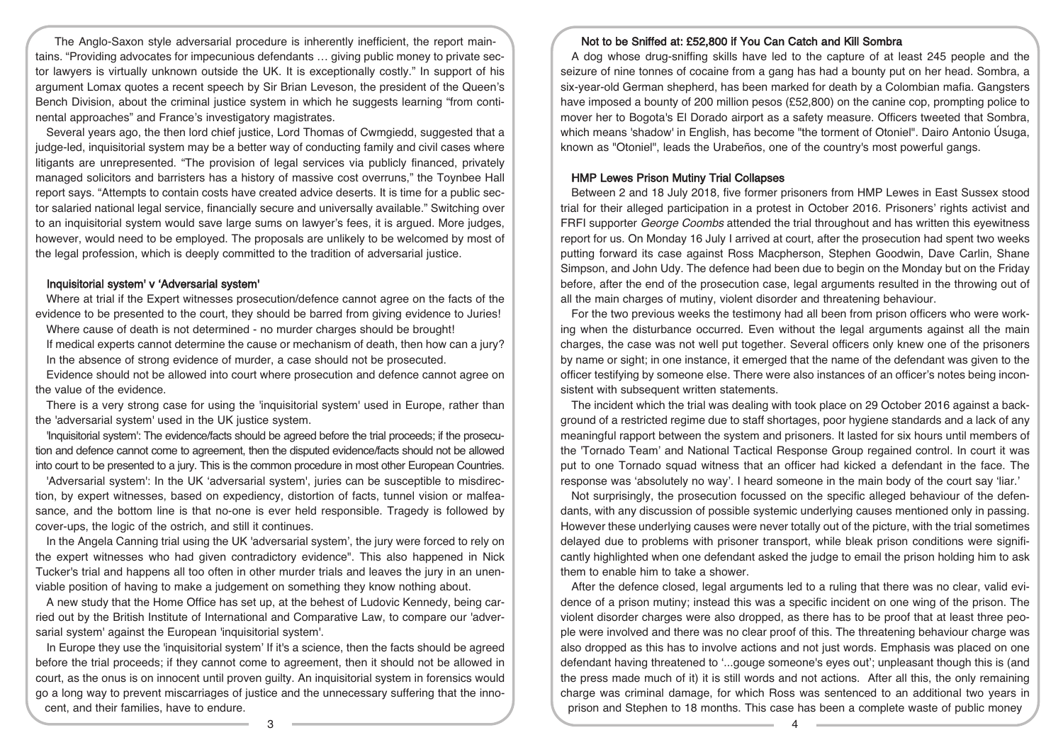The Anglo-Saxon style adversarial procedure is inherently inefficient, the report maintains. "Providing advocates for impecunious defendants … giving public money to private sector lawyers is virtually unknown outside the UK. It is exceptionally costly." In support of his argument Lomax quotes a recent speech by Sir Brian Leveson, the president of the Queen's Bench Division, about the criminal justice system in which he suggests learning "from continental approaches" and France's investigatory magistrates.

Several years ago, the then lord chief justice, Lord Thomas of Cwmgiedd, suggested that a judge-led, inquisitorial system may be a better way of conducting family and civil cases where litigants are unrepresented. "The provision of legal services via publicly financed, privately managed solicitors and barristers has a history of massive cost overruns," the Toynbee Hall report says. "Attempts to contain costs have created advice deserts. It is time for a public sector salaried national legal service, financially secure and universally available." Switching over to an inquisitorial system would save large sums on lawyer's fees, it is argued. More judges, however, would need to be employed. The proposals are unlikely to be welcomed by most of the legal profession, which is deeply committed to the tradition of adversarial justice.

### Inquisitorial system' v 'Adversarial system'

Where at trial if the Expert witnesses prosecution/defence cannot agree on the facts of the evidence to be presented to the court, they should be barred from giving evidence to Juries!

Where cause of death is not determined - no murder charges should be brought!

If medical experts cannot determine the cause or mechanism of death, then how can a jury? In the absence of strong evidence of murder, a case should not be prosecuted.

Evidence should not be allowed into court where prosecution and defence cannot agree on the value of the evidence.

There is a very strong case for using the 'inquisitorial system' used in Europe, rather than the 'adversarial system' used in the UK justice system.

'Inquisitorial system': The evidence/facts should be agreed before the trial proceeds; if the prosecution and defence cannot come to agreement, then the disputed evidence/facts should not be allowed into court to be presented to a jury. This is the common procedure in most other European Countries.

'Adversarial system': In the UK 'adversarial system', juries can be susceptible to misdirection, by expert witnesses, based on expediency, distortion of facts, tunnel vision or malfeasance, and the bottom line is that no-one is ever held responsible. Tragedy is followed by cover-ups, the logic of the ostrich, and still it continues.

In the Angela Canning trial using the UK 'adversarial system', the jury were forced to rely on the expert witnesses who had given contradictory evidence". This also happened in Nick Tucker's trial and happens all too often in other murder trials and leaves the jury in an unenviable position of having to make a judgement on something they know nothing about.

A new study that the Home Office has set up, at the behest of Ludovic Kennedy, being carried out by the British Institute of International and Comparative Law, to compare our 'adversarial system' against the European 'inquisitorial system'.

In Europe they use the 'inquisitorial system' If it's a science, then the facts should be agreed before the trial proceeds; if they cannot come to agreement, then it should not be allowed in court, as the onus is on innocent until proven guilty. An inquisitorial system in forensics would go a long way to prevent miscarriages of justice and the unnecessary suffering that the innocent, and their families, have to endure.

### Not to be Sniffed at: £52,800 if You Can Catch and Kill Sombra

A dog whose drug-sniffing skills have led to the capture of at least 245 people and the seizure of nine tonnes of cocaine from a gang has had a bounty put on her head. Sombra, a six-year-old German shepherd, has been marked for death by a Colombian mafia. Gangsters have imposed a bounty of 200 million pesos (£52,800) on the canine cop, prompting police to mover her to Bogota's El Dorado airport as a safety measure. Officers tweeted that Sombra, which means 'shadow' in English, has become "the torment of Otoniel". Dairo Antonio Úsuga, known as "Otoniel", leads the Urabeños, one of the country's most powerful gangs.

### HMP Lewes Prison Mutiny Trial Collapses

Between 2 and 18 July 2018, five former prisoners from HMP Lewes in East Sussex stood trial for their alleged participation in a protest in October 2016. Prisoners' rights activist and FRFI supporter *George Coombs* attended the trial throughout and has written this eyewitness report for us. On Monday 16 July I arrived at court, after the prosecution had spent two weeks putting forward its case against Ross Macpherson, Stephen Goodwin, Dave Carlin, Shane Simpson, and John Udy. The defence had been due to begin on the Monday but on the Friday before, after the end of the prosecution case, legal arguments resulted in the throwing out of all the main charges of mutiny, violent disorder and threatening behaviour.

For the two previous weeks the testimony had all been from prison officers who were working when the disturbance occurred. Even without the legal arguments against all the main charges, the case was not well put together. Several officers only knew one of the prisoners by name or sight; in one instance, it emerged that the name of the defendant was given to the officer testifying by someone else. There were also instances of an officer's notes being inconsistent with subsequent written statements.

The incident which the trial was dealing with took place on 29 October 2016 against a background of a restricted regime due to staff shortages, poor hygiene standards and a lack of any meaningful rapport between the system and prisoners. It lasted for six hours until members of the 'Tornado Team' and National Tactical Response Group regained control. In court it was put to one Tornado squad witness that an officer had kicked a defendant in the face. The response was 'absolutely no way'. I heard someone in the main body of the court say 'liar.'

Not surprisingly, the prosecution focussed on the specific alleged behaviour of the defendants, with any discussion of possible systemic underlying causes mentioned only in passing. However these underlying causes were never totally out of the picture, with the trial sometimes delayed due to problems with prisoner transport, while bleak prison conditions were significantly highlighted when one defendant asked the judge to email the prison holding him to ask them to enable him to take a shower.

After the defence closed, legal arguments led to a ruling that there was no clear, valid evidence of a prison mutiny; instead this was a specific incident on one wing of the prison. The violent disorder charges were also dropped, as there has to be proof that at least three people were involved and there was no clear proof of this. The threatening behaviour charge was also dropped as this has to involve actions and not just words. Emphasis was placed on one defendant having threatened to '...gouge someone's eyes out'; unpleasant though this is (and the press made much of it) it is still words and not actions. After all this, the only remaining charge was criminal damage, for which Ross was sentenced to an additional two years in prison and Stephen to 18 months. This case has been a complete waste of public money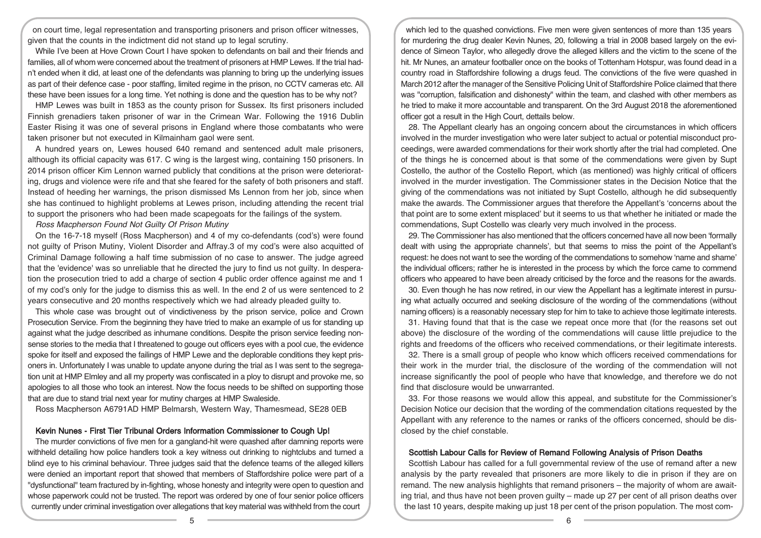on court time, legal representation and transporting prisoners and prison officer witnesses, given that the counts in the indictment did not stand up to legal scrutiny.

While I've been at Hove Crown Court I have spoken to defendants on bail and their friends and families, all of whom were concerned about the treatment of prisoners at HMP Lewes. If the trial hadn't ended when it did, at least one of the defendants was planning to bring up the underlying issues as part of their defence case - poor staffing, limited regime in the prison, no CCTV cameras etc. All these have been issues for a long time. Yet nothing is done and the question has to be why not?

HMP Lewes was built in 1853 as the county prison for Sussex. Its first prisoners included Finnish grenadiers taken prisoner of war in the Crimean War. Following the 1916 Dublin Easter Rising it was one of several prisons in England where those combatants who were taken prisoner but not executed in Kilmainham gaol were sent.

A hundred years on, Lewes housed 640 remand and sentenced adult male prisoners, although its official capacity was 617. C wing is the largest wing, containing 150 prisoners. In 2014 prison officer Kim Lennon warned publicly that conditions at the prison were deteriorating, drugs and violence were rife and that she feared for the safety of both prisoners and staff. Instead of heeding her warnings, the prison dismissed Ms Lennon from her job, since when she has continued to highlight problems at Lewes prison, including attending the recent trial to support the prisoners who had been made scapegoats for the failings of the system.

*Ross Macpherson Found Not Guilty Of Prison Mutiny*

On the 16-7-18 myself (Ross Macpherson) and 4 of my co-defendants (cod's) were found not guilty of Prison Mutiny, Violent Disorder and Affray.3 of my cod's were also acquitted of Criminal Damage following a half time submission of no case to answer. The judge agreed that the 'evidence' was so unreliable that he directed the jury to find us not guilty. In desperation the prosecution tried to add a charge of section 4 public order offence against me and 1 of my cod's only for the judge to dismiss this as well. In the end 2 of us were sentenced to 2 years consecutive and 20 months respectively which we had already pleaded guilty to.

This whole case was brought out of vindictiveness by the prison service, police and Crown Prosecution Service. From the beginning they have tried to make an example of us for standing up against what the judge described as inhumane conditions. Despite the prison service feeding nonsense stories to the media that I threatened to gouge out officers eyes with a pool cue, the evidence spoke for itself and exposed the failings of HMP Lewe and the deplorable conditions they kept prisoners in. Unfortunately I was unable to update anyone during the trial as I was sent to the segregation unit at HMP Elmley and all my property was confiscated in a ploy to disrupt and provoke me, so apologies to all those who took an interest. Now the focus needs to be shifted on supporting those that are due to stand trial next year for mutiny charges at HMP Swaleside.

Ross Macpherson A6791AD HMP Belmarsh, Western Way, Thamesmead, SE28 0EB

## Kevin Nunes - First Tier Tribunal Orders Information Commissioner to Cough Up!

The murder convictions of five men for a gangland-hit were quashed after damning reports were withheld detailing how police handlers took a key witness out drinking to nightclubs and turned a blind eye to his criminal behaviour. Three judges said that the defence teams of the alleged killers were denied an important report that showed that members of Staffordshire police were part of a "dysfunctional" team fractured by in-fighting, whose honesty and integrity were open to question and whose paperwork could not be trusted. The report was ordered by one of four senior police officers currently under criminal investigation over allegations that key material was withheld from the court which led to the quashed convictions. Five men were given sentences of more than 135 years for murdering the drug dealer Kevin Nunes, 20, following a trial in 2008 based largely on the evidence of Simeon Taylor, who allegedly drove the alleged killers and the victim to the scene of the hit. Mr Nunes, an amateur footballer once on the books of Tottenham Hotspur, was found dead in a country road in Staffordshire following a drugs feud. The convictions of the five were quashed in March 2012 after the manager of the Sensitive Policing Unit of Staffordshire Police claimed that there was "corruption, falsification and dishonesty" within the team, and clashed with other members as he tried to make it more accountable and transparent. On the 3rd August 2018 the aforementioned officer got a result in the High Court, dettails below.

28. The Appellant clearly has an ongoing concern about the circumstances in which officers involved in the murder investigation who were later subject to actual or potential misconduct proceedings, were awarded commendations for their work shortly after the trial had completed. One of the things he is concerned about is that some of the commendations were given by Supt Costello, the author of the Costello Report, which (as mentioned) was highly critical of officers involved in the murder investigation. The Commissioner states in the Decision Notice that the giving of the commendations was not initiated by Supt Costello, although he did subsequently make the awards. The Commissioner argues that therefore the Appellant's 'concerns about the that point are to some extent misplaced' but it seems to us that whether he initiated or made the commendations, Supt Costello was clearly very much involved in the process.

29. The Commissioner has also mentioned that the officers concerned have all now been 'formally dealt with using the appropriate channels', but that seems to miss the point of the Appellant's request: he does not want to see the wording of the commendations to somehow 'name and shame' the individual officers; rather he is interested in the process by which the force came to commend officers who appeared to have been already criticised by the force and the reasons for the awards.

30. Even though he has now retired, in our view the Appellant has a legitimate interest in pursuing what actually occurred and seeking disclosure of the wording of the commendations (without naming officers) is a reasonably necessary step for him to take to achieve those legitimate interests.

31. Having found that that is the case we repeat once more that (for the reasons set out above) the disclosure of the wording of the commendations will cause little prejudice to the rights and freedoms of the officers who received commendations, or their legitimate interests.

32. There is a small group of people who know which officers received commendations for their work in the murder trial, the disclosure of the wording of the commendation will not increase significantly the pool of people who have that knowledge, and therefore we do not find that disclosure would be unwarranted.

33. For those reasons we would allow this appeal, and substitute for the Commissioner's Decision Notice our decision that the wording of the commendation citations requested by the Appellant with any reference to the names or ranks of the officers concerned, should be disclosed by the chief constable.

## Scottish Labour Calls for Review of Remand Following Analysis of Prison Deaths

Scottish Labour has called for a full governmental review of the use of remand after a new analysis by the party revealed that prisoners are more likely to die in prison if they are on remand. The new analysis highlights that remand prisoners – the majority of whom are awaiting trial, and thus have not been proven guilty – made up 27 per cent of all prison deaths over the last 10 years, despite making up just 18 per cent of the prison population. The most com-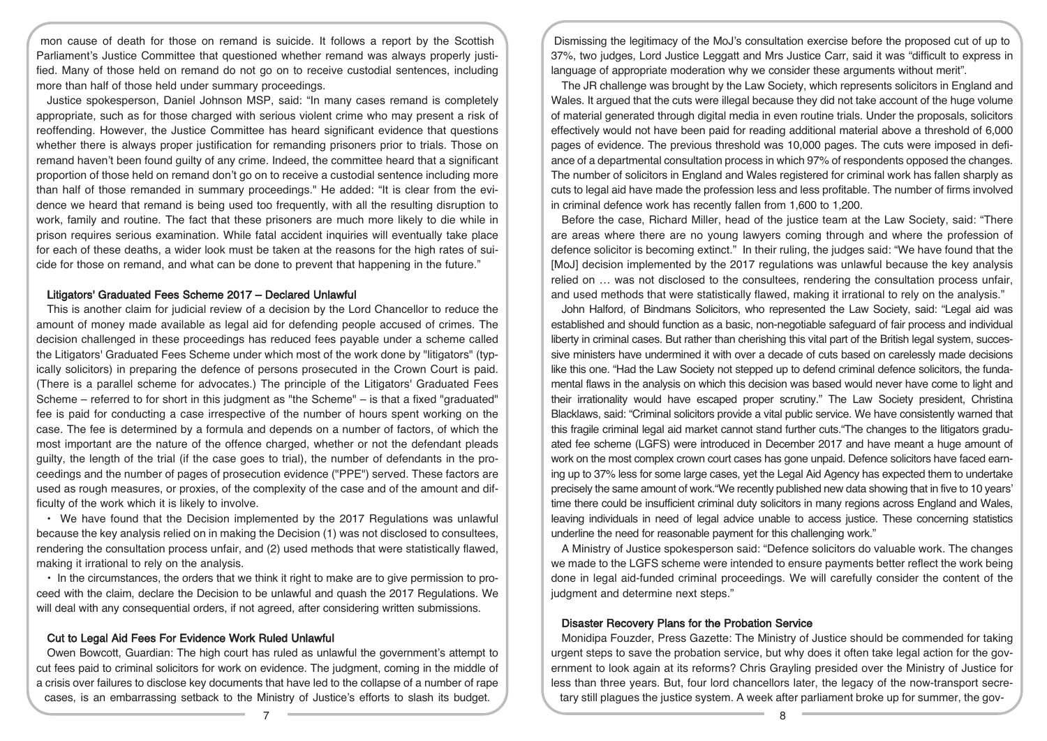mon cause of death for those on remand is suicide. It follows a report by the Scottish Parliament's Justice Committee that questioned whether remand was always properly justified. Many of those held on remand do not go on to receive custodial sentences, including more than half of those held under summary proceedings.

Justice spokesperson, Daniel Johnson MSP, said: "In many cases remand is completely appropriate, such as for those charged with serious violent crime who may present a risk of reoffending. However, the Justice Committee has heard significant evidence that questions whether there is always proper justification for remanding prisoners prior to trials. Those on remand haven't been found guilty of any crime. Indeed, the committee heard that a significant proportion of those held on remand don't go on to receive a custodial sentence including more than half of those remanded in summary proceedings." He added: "It is clear from the evidence we heard that remand is being used too frequently, with all the resulting disruption to work, family and routine. The fact that these prisoners are much more likely to die while in prison requires serious examination. While fatal accident inquiries will eventually take place for each of these deaths, a wider look must be taken at the reasons for the high rates of suicide for those on remand, and what can be done to prevent that happening in the future."

### Litigators' Graduated Fees Scheme 2017 – Declared Unlawful

This is another claim for judicial review of a decision by the Lord Chancellor to reduce the amount of money made available as legal aid for defending people accused of crimes. The decision challenged in these proceedings has reduced fees payable under a scheme called the Litigators' Graduated Fees Scheme under which most of the work done by "litigators" (typically solicitors) in preparing the defence of persons prosecuted in the Crown Court is paid. (There is a parallel scheme for advocates.) The principle of the Litigators' Graduated Fees Scheme – referred to for short in this judgment as "the Scheme" – is that a fixed "graduated" fee is paid for conducting a case irrespective of the number of hours spent working on the case. The fee is determined by a formula and depends on a number of factors, of which the most important are the nature of the offence charged, whether or not the defendant pleads guilty, the length of the trial (if the case goes to trial), the number of defendants in the proceedings and the number of pages of prosecution evidence ("PPE") served. These factors are used as rough measures, or proxies, of the complexity of the case and of the amount and difficulty of the work which it is likely to involve.

- We have found that the Decision implemented by the 2017 Regulations was unlawful because the key analysis relied on in making the Decision (1) was not disclosed to consultees, rendering the consultation process unfair, and (2) used methods that were statistically flawed, making it irrational to rely on the analysis.
- In the circumstances, the orders that we think it right to make are to give permission to proceed with the claim, declare the Decision to be unlawful and quash the 2017 Regulations. We will deal with any consequential orders, if not agreed, after considering written submissions.

### Cut to Legal Aid Fees For Evidence Work Ruled Unlawful

Owen Bowcott, Guardian: The high court has ruled as unlawful the government's attempt to cut fees paid to criminal solicitors for work on evidence. The judgment, coming in the middle of a crisis over failures to disclose key documents that have led to the collapse of a number of rape cases, is an embarrassing setback to the Ministry of Justice's efforts to slash its budget.

Dismissing the legitimacy of the MoJ's consultation exercise before the proposed cut of up to 37%, two judges, Lord Justice Leggatt and Mrs Justice Carr, said it was "difficult to express in language of appropriate moderation why we consider these arguments without merit".

The JR challenge was brought by the Law Society, which represents solicitors in England and Wales. It argued that the cuts were illegal because they did not take account of the huge volume of material generated through digital media in even routine trials. Under the proposals, solicitors effectively would not have been paid for reading additional material above a threshold of 6,000 pages of evidence. The previous threshold was 10,000 pages. The cuts were imposed in defiance of a departmental consultation process in which 97% of respondents opposed the changes. The number of solicitors in England and Wales registered for criminal work has fallen sharply as cuts to legal aid have made the profession less and less profitable. The number of firms involved in criminal defence work has recently fallen from 1,600 to 1,200.

Before the case, Richard Miller, head of the justice team at the Law Society, said: "There are areas where there are no young lawyers coming through and where the profession of defence solicitor is becoming extinct." In their ruling, the judges said: "We have found that the [MoJ] decision implemented by the 2017 regulations was unlawful because the key analysis relied on … was not disclosed to the consultees, rendering the consultation process unfair, and used methods that were statistically flawed, making it irrational to rely on the analysis."

John Halford, of Bindmans Solicitors, who represented the Law Society, said: "Legal aid was established and should function as a basic, non-negotiable safeguard of fair process and individual liberty in criminal cases. But rather than cherishing this vital part of the British legal system, successive ministers have undermined it with over a decade of cuts based on carelessly made decisions like this one. "Had the Law Society not stepped up to defend criminal defence solicitors, the fundamental flaws in the analysis on which this decision was based would never have come to light and their irrationality would have escaped proper scrutiny." The Law Society president, Christina Blacklaws, said: "Criminal solicitors provide a vital public service. We have consistently warned that this fragile criminal legal aid market cannot stand further cuts."The changes to the litigators graduated fee scheme (LGFS) were introduced in December 2017 and have meant a huge amount of work on the most complex crown court cases has gone unpaid. Defence solicitors have faced earning up to 37% less for some large cases, yet the Legal Aid Agency has expected them to undertake precisely the same amount of work."We recently published new data showing that in five to 10 years' time there could be insufficient criminal duty solicitors in many regions across England and Wales, leaving individuals in need of legal advice unable to access justice. These concerning statistics underline the need for reasonable payment for this challenging work."

A Ministry of Justice spokesperson said: "Defence solicitors do valuable work. The changes we made to the LGFS scheme were intended to ensure payments better reflect the work being done in legal aid-funded criminal proceedings. We will carefully consider the content of the judgment and determine next steps."

### Disaster Recovery Plans for the Probation Service

Monidipa Fouzder, Press Gazette: The Ministry of Justice should be commended for taking urgent steps to save the probation service, but why does it often take legal action for the government to look again at its reforms? Chris Grayling presided over the Ministry of Justice for less than three years. But, four lord chancellors later, the legacy of the now-transport secretary still plagues the justice system. A week after parliament broke up for summer, the gov-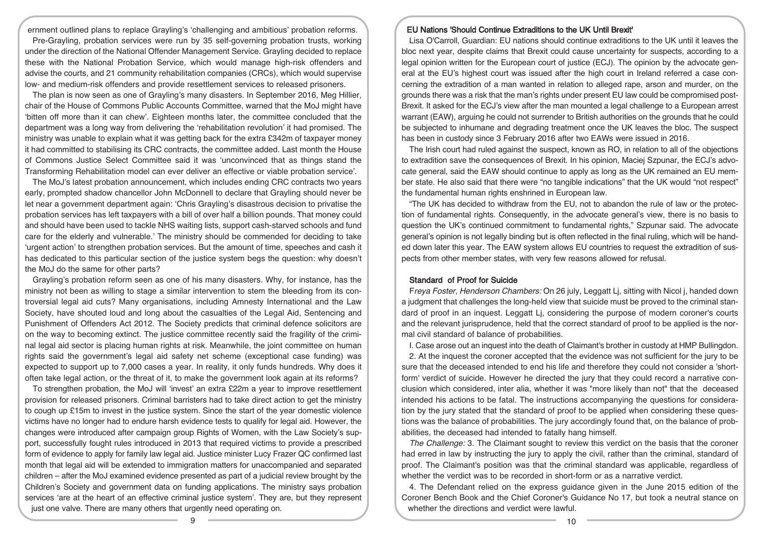ernment outlined plans to replace Grayling's 'challenging and ambitious' probation reforms.

Pre-Grayling, probation services were run by 35 self-governing probation trusts, working under the direction of the National Offender Management Service. Grayling decided to replace these with the National Probation Service, which would manage high-risk offenders and advise the courts, and 21 community rehabilitation companies (CRCs), which would supervise low- and medium-risk offenders and provide resettlement services to released prisoners.

The plan is now seen as one of Grayling's many disasters. In September 2016, Meg Hillier, chair of the House of Commons Public Accounts Committee, warned that the MoJ might have 'bitten off more than it can chew'. Eighteen months later, the committee concluded that the department was a long way from delivering the 'rehabilitation revolution' it had promised. The ministry was unable to explain what it was getting back for the extra £342m of taxpayer money it had committed to stabilising its CRC contracts, the committee added. Last month the House of Commons Justice Select Committee said it was 'unconvinced that as things stand the Transforming Rehabilitation model can ever deliver an effective or viable probation service'.

The MoJ's latest probation announcement, which includes ending CRC contracts two years early, prompted shadow chancellor John McDonnell to declare that Grayling should never be let near a government department again: 'Chris Grayling's disastrous decision to privatise the probation services has left taxpayers with a bill of over half a billion pounds. That money could and should have been used to tackle NHS waiting lists, support cash-starved schools and fund care for the elderly and vulnerable.' The ministry should be commended for deciding to take 'urgent action' to strengthen probation services. But the amount of time, speeches and cash it has dedicated to this particular section of the justice system begs the question: why doesn't the MoJ do the same for other parts?

Grayling's probation reform seen as one of his many disasters. Why, for instance, has the ministry not been as willing to stage a similar intervention to stem the bleeding from its controversial legal aid cuts? Many organisations, including Amnesty International and the Law Society, have shouted loud and long about the casualties of the Legal Aid, Sentencing and Punishment of Offenders Act 2012. The Society predicts that criminal defence solicitors are on the way to becoming extinct. The justice committee recently said the fragility of the criminal legal aid sector is placing human rights at risk. Meanwhile, the joint committee on human rights said the government's legal aid safety net scheme (exceptional case funding) was expected to support up to 7,000 cases a year. In reality, it only funds hundreds. Why does it often take legal action, or the threat of it, to make the government look again at its reforms?

To strengthen probation, the MoJ will 'invest' an extra £22m a year to improve resettlement provision for released prisoners. Criminal barristers had to take direct action to get the ministry to cough up £15m to invest in the justice system. Since the start of the year domestic violence victims have no longer had to endure harsh evidence tests to qualify for legal aid. However, the changes were introduced after campaign group Rights of Women, with the Law Society's support, successfully fought rules introduced in 2013 that required victims to provide a prescribed form of evidence to apply for family law legal aid. Justice minister Lucy Frazer QC confirmed last month that legal aid will be extended to immigration matters for unaccompanied and separated children – after the MoJ examined evidence presented as part of a judicial review brought by the Children's Society and government data on funding applications. The ministry says probation services 'are at the heart of an effective criminal justice system'. They are, but they represent just one valve. There are many others that urgently need operating on.

## EU Nations 'Should Continue Extraditions to the UK Until Brexit'

Lisa O'Carroll, Guardian: EU nations should continue extraditions to the UK until it leaves the bloc next year, despite claims that Brexit could cause uncertainty for suspects, according to a legal opinion written for the European court of justice (ECJ). The opinion by the advocate general at the EU's highest court was issued after the high court in Ireland referred a case concerning the extradition of a man wanted in relation to alleged rape, arson and murder, on the grounds there was a risk that the man's rights under present EU law could be compromised post-Brexit. It asked for the ECJ's view after the man mounted a legal challenge to a European arrest warrant (EAW), arguing he could not surrender to British authorities on the grounds that he could be subjected to inhumane and degrading treatment once the UK leaves the bloc. The suspect has been in custody since 3 February 2016 after two EAWs were issued in 2016.

The Irish court had ruled against the suspect, known as RO, in relation to all of the objections to extradition save the consequences of Brexit. In his opinion, Maciej Szpunar, the ECJ's advocate general, said the EAW should continue to apply as long as the UK remained an EU member state. He also said that there were "no tangible indications" that the UK would "not respect" the fundamental human rights enshrined in European law.

"The UK has decided to withdraw from the EU, not to abandon the rule of law or the protection of fundamental rights. Consequently, in the advocate general's view, there is no basis to question the UK's continued commitment to fundamental rights," Szpunar said. The advocate general's opinion is not legally binding but is often reflected in the final ruling, which will be handed down later this year. The EAW system allows EU countries to request the extradition of suspects from other member states, with very few reasons allowed for refusal.

## Standard of Proof for Suicide

*Freya Foster, Henderson Chambers:* On 26 july, Leggatt Lj, sitting with Nicol j, handed down a judgment that challenges the long-held view that suicide must be proved to the criminal standard of proof in an inquest. Leggatt Lj, considering the purpose of modern coroner's courts and the relevant jurisprudence, held that the correct standard of proof to be applied is the normal civil standard of balance of probabilities.

l. Case arose out an inquest into the death of Claimant's brother in custody at HMP Bullingdon.

2. At the inquest the coroner accepted that the evidence was not sufficient for the jury to be sure that the deceased intended to end his life and therefore they could not consider a 'short-form' verdict of suicide. However he directed the jury that they could record a narrative conclusion which considered, inter alia, whether it was "more likely than not" that the deceased intended his actions to be fatal. The instructions accompanying the questions for consideration by the jury stated that the standard of proof to be applied when considering these questions was the balance of probabilities. The jury accordingly found that, on the balance of probabilities, the deceased had intended to fatally hang himself.

*The Challenge:* 3. The Claimant sought to review this verdict on the basis that the coroner had erred in law by instructing the jury to apply the civil, rather than the criminal, standard of proof. The Claimant's position was that the criminal standard was applicable, regardless of whether the verdict was to be recorded in short-form or as a narrative verdict.

4. The Defendant relied on the express guidance given in the June 2015 edition of the Coroner Bench Book and the Chief Coroner's Guidance No 17, but took a neutral stance on whether the directions and verdict were lawful.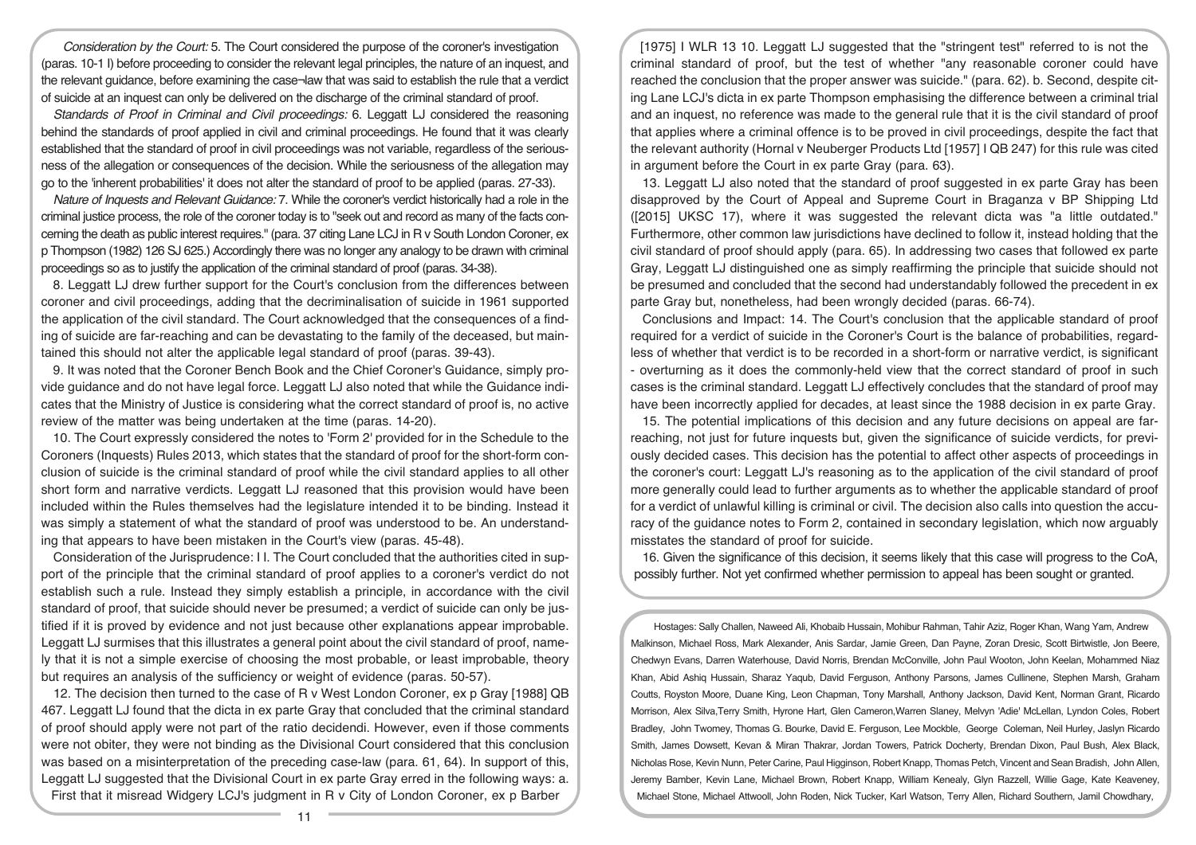*Consideration by the Court:* 5. The Court considered the purpose of the coroner's investigation (paras. 10-1 l) before proceeding to consider the relevant legal principles, the nature of an inquest, and the relevant guidance, before examining the case¬law that was said to establish the rule that a verdict of suicide at an inquest can only be delivered on the discharge of the criminal standard of proof.

*Standards of Proof in Criminal and Civil proceedings:* 6. Leggatt LJ considered the reasoning behind the standards of proof applied in civil and criminal proceedings. He found that it was clearly established that the standard of proof in civil proceedings was not variable, regardless of the seriousness of the allegation or consequences of the decision. While the seriousness of the allegation may go to the 'inherent probabilities' it does not alter the standard of proof to be applied (paras. 27-33).

*Nature of Inquests and Relevant Guidance:* 7. While the coroner's verdict historically had a role in the criminal justice process, the role of the coroner today is to "seek out and record as many of the facts concerning the death as public interest requires." (para. 37 citing Lane LCJ in R v South London Coroner, ex p Thompson (1982) 126 SJ 625.) Accordingly there was no longer any analogy to be drawn with criminal proceedings so as to justify the application of the criminal standard of proof (paras. 34-38).

8. Leggatt LJ drew further support for the Court's conclusion from the differences between coroner and civil proceedings, adding that the decriminalisation of suicide in 1961 supported the application of the civil standard. The Court acknowledged that the consequences of a finding of suicide are far-reaching and can be devastating to the family of the deceased, but maintained this should not alter the applicable legal standard of proof (paras. 39-43).

9. It was noted that the Coroner Bench Book and the Chief Coroner's Guidance, simply provide guidance and do not have legal force. Leggatt LJ also noted that while the Guidance indicates that the Ministry of Justice is considering what the correct standard of proof is, no active review of the matter was being undertaken at the time (paras. 14-20).

10. The Court expressly considered the notes to 'Form 2' provided for in the Schedule to the Coroners (Inquests) Rules 2013, which states that the standard of proof for the short-form conclusion of suicide is the criminal standard of proof while the civil standard applies to all other short form and narrative verdicts. Leggatt LJ reasoned that this provision would have been included within the Rules themselves had the legislature intended it to be binding. Instead it was simply a statement of what the standard of proof was understood to be. An understanding that appears to have been mistaken in the Court's view (paras. 45-48).

Consideration of the Jurisprudence: I l. The Court concluded that the authorities cited in support of the principle that the criminal standard of proof applies to a coroner's verdict do not establish such a rule. Instead they simply establish a principle, in accordance with the civil standard of proof, that suicide should never be presumed; a verdict of suicide can only be justified if it is proved by evidence and not just because other explanations appear improbable. Leggatt LJ surmises that this illustrates a general point about the civil standard of proof, namely that it is not a simple exercise of choosing the most probable, or least improbable, theory but requires an analysis of the sufficiency or weight of evidence (paras. 50-57).

12. The decision then turned to the case of R v West London Coroner, ex p Gray [1988] QB 467. Leggatt LJ found that the dicta in ex parte Gray that concluded that the criminal standard of proof should apply were not part of the ratio decidendi. However, even if those comments were not obiter, they were not binding as the Divisional Court considered that this conclusion was based on a misinterpretation of the preceding case-law (para. 61, 64). In support of this, Leggatt LJ suggested that the Divisional Court in ex parte Gray erred in the following ways: a. First that it misread Widgery LCJ's judgment in R v City of London Coroner, ex p Barber [1975] I WLR 13 10. Leggatt LJ suggested that the "stringent test" referred to is not the criminal standard of proof, but the test of whether "any reasonable coroner could have reached the conclusion that the proper answer was suicide." (para. 62). b. Second, despite citing Lane LCJ's dicta in ex parte Thompson emphasising the difference between a criminal trial and an inquest, no reference was made to the general rule that it is the civil standard of proof that applies where a criminal offence is to be proved in civil proceedings, despite the fact that the relevant authority (Hornal v Neuberger Products Ltd [1957] I QB 247) for this rule was cited in argument before the Court in ex parte Gray (para. 63).

13. Leggatt LJ also noted that the standard of proof suggested in ex parte Gray has been disapproved by the Court of Appeal and Supreme Court in Braganza v BP Shipping Ltd ([2015] UKSC 17), where it was suggested the relevant dicta was "a little outdated." Furthermore, other common law jurisdictions have declined to follow it, instead holding that the civil standard of proof should apply (para. 65). In addressing two cases that followed ex parte Gray, Leggatt LJ distinguished one as simply reaffirming the principle that suicide should not be presumed and concluded that the second had understandably followed the precedent in ex parte Gray but, nonetheless, had been wrongly decided (paras. 66-74).

Conclusions and Impact: 14. The Court's conclusion that the applicable standard of proof required for a verdict of suicide in the Coroner's Court is the balance of probabilities, regardless of whether that verdict is to be recorded in a short-form or narrative verdict, is significant - overturning as it does the commonly-held view that the correct standard of proof in such cases is the criminal standard. Leggatt LJ effectively concludes that the standard of proof may have been incorrectly applied for decades, at least since the 1988 decision in ex parte Gray.

15. The potential implications of this decision and any future decisions on appeal are far-reaching, not just for future inquests but, given the significance of suicide verdicts, for previously decided cases. This decision has the potential to affect other aspects of proceedings in the coroner's court: Leggatt LJ's reasoning as to the application of the civil standard of proof more generally could lead to further arguments as to whether the applicable standard of proof for a verdict of unlawful killing is criminal or civil. The decision also calls into question the accuracy of the guidance notes to Form 2, contained in secondary legislation, which now arguably misstates the standard of proof for suicide.

16. Given the significance of this decision, it seems likely that this case will progress to the CoA, possibly further. Not yet confirmed whether permission to appeal has been sought or granted.

Hostages: Sally Challen, Naweed Ali, Khobaib Hussain, Mohibur Rahman, Tahir Aziz, Roger Khan, Wang Yam, Andrew Malkinson, Michael Ross, Mark Alexander, Anis Sardar, Jamie Green, Dan Payne, Zoran Dresic, Scott Birtwistle, Jon Beere, Chedwyn Evans, Darren Waterhouse, David Norris, Brendan McConville, John Paul Wooton, John Keelan, Mohammed Niaz Khan, Abid Ashiq Hussain, Sharaz Yaqub, David Ferguson, Anthony Parsons, James Cullinene, Stephen Marsh, Graham Coutts, Royston Moore, Duane King, Leon Chapman, Tony Marshall, Anthony Jackson, David Kent, Norman Grant, Ricardo Morrison, Alex Silva,Terry Smith, Hyrone Hart, Glen Cameron,Warren Slaney, Melvyn 'Adie' McLellan, Lyndon Coles, Robert Bradley, John Twomey, Thomas G. Bourke, David E. Ferguson, Lee Mockble, George Coleman, Neil Hurley, Jaslyn Ricardo Smith, James Dowsett, Kevan & Miran Thakrar, Jordan Towers, Patrick Docherty, Brendan Dixon, Paul Bush, Alex Black, Nicholas Rose, Kevin Nunn, Peter Carine, Paul Higginson, Robert Knapp, Thomas Petch, Vincent and Sean Bradish, John Allen, Jeremy Bamber, Kevin Lane, Michael Brown, Robert Knapp, William Kenealy, Glyn Razzell, Willie Gage, Kate Keaveney, Michael Stone, Michael Attwooll, John Roden, Nick Tucker, Karl Watson, Terry Allen, Richard Southern, Jamil Chowdhary,